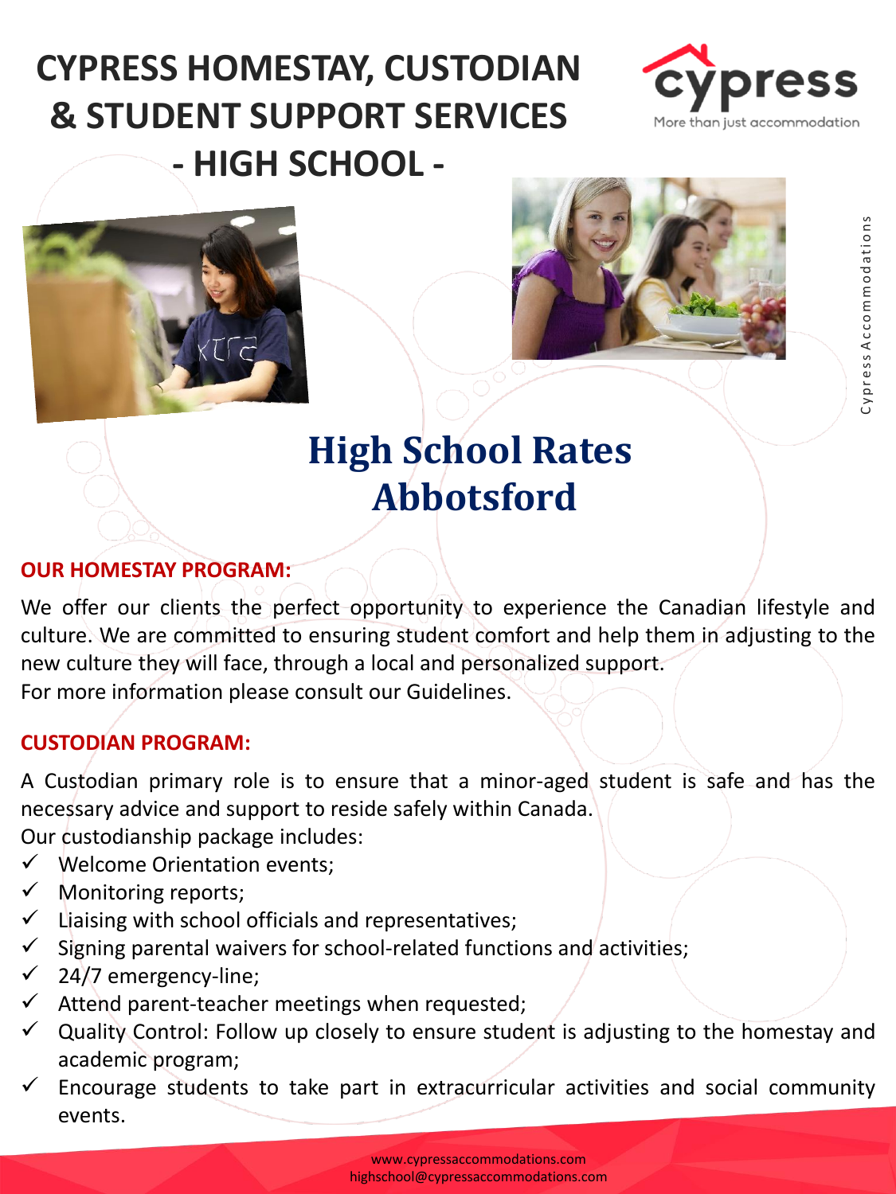# CYPRESS HOMESTAY, CUSTODIAN & STUDENT SUPPORT SERVICES - HIGH SCHOOL -

cypress
More than just accommodation

Cypress Accommodations

## High School Rates Abbotsford

**OUR HOMESTAY PROGRAM:**

We offer our clients the perfect opportunity to experience the Canadian lifestyle and culture. We are committed to ensuring student comfort and help them in adjusting to the new culture they will face, through a local and personalized support.
For more information please consult our Guidelines.

**CUSTODIAN PROGRAM:**

A Custodian primary role is to ensure that a minor-aged student is safe and has the necessary advice and support to reside safely within Canada.
Our custodianship package includes:

- ✓ Welcome Orientation events;
- ✓ Monitoring reports;
- ✓ Liaising with school officials and representatives;
- ✓ Signing parental waivers for school-related functions and activities;
- ✓ 24/7 emergency-line;
- ✓ Attend parent-teacher meetings when requested;
- ✓ Quality Control: Follow up closely to ensure student is adjusting to the homestay and academic program;
- ✓ Encourage students to take part in extracurricular activities and social community events.

www.cypressaccommodations.com
highschool@cypressaccommodations.com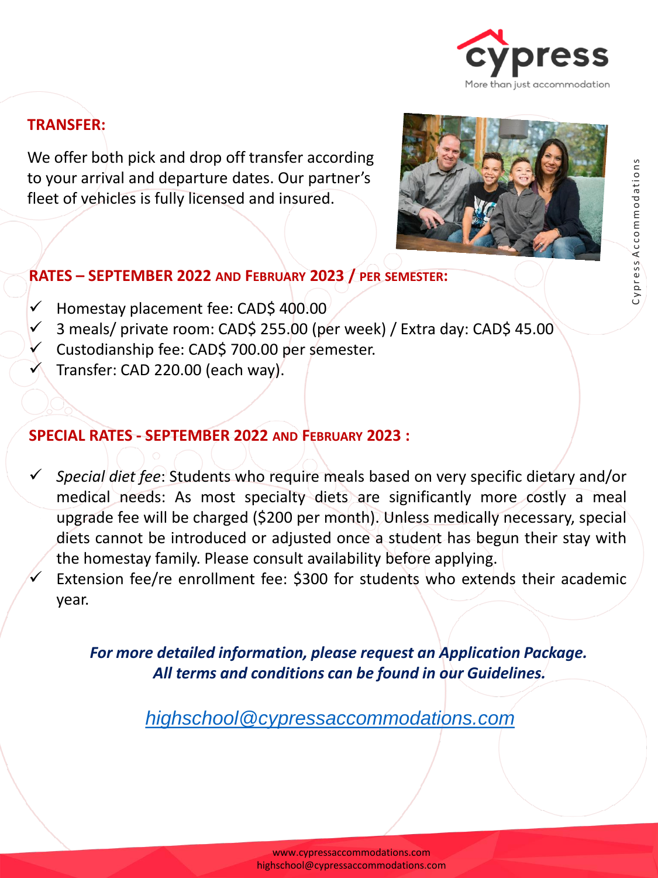## TRANSFER:

We offer both pick and drop off transfer according to your arrival and departure dates. Our partner's fleet of vehicles is fully licensed and insured.

## RATES – SEPTEMBER 2022 AND FEBRUARY 2023 / PER SEMESTER:

- ✓ Homestay placement fee: CAD$ 400.00
- ✓ 3 meals/ private room: CAD$ 255.00 (per week) / Extra day: CAD$ 45.00
- ✓ Custodianship fee: CAD$ 700.00 per semester.
- ✓ Transfer: CAD 220.00 (each way).

## SPECIAL RATES - SEPTEMBER 2022 AND FEBRUARY 2023 :

- ✓ *Special diet fee*: Students who require meals based on very specific dietary and/or medical needs: As most specialty diets are significantly more costly a meal upgrade fee will be charged ($200 per month). Unless medically necessary, special diets cannot be introduced or adjusted once a student has begun their stay with the homestay family. Please consult availability before applying.
- ✓ Extension fee/re enrollment fee: $300 for students who extends their academic year.

***For more detailed information, please request an Application Package. All terms and conditions can be found in our Guidelines.***

*highschool@cypressaccommodations.com*